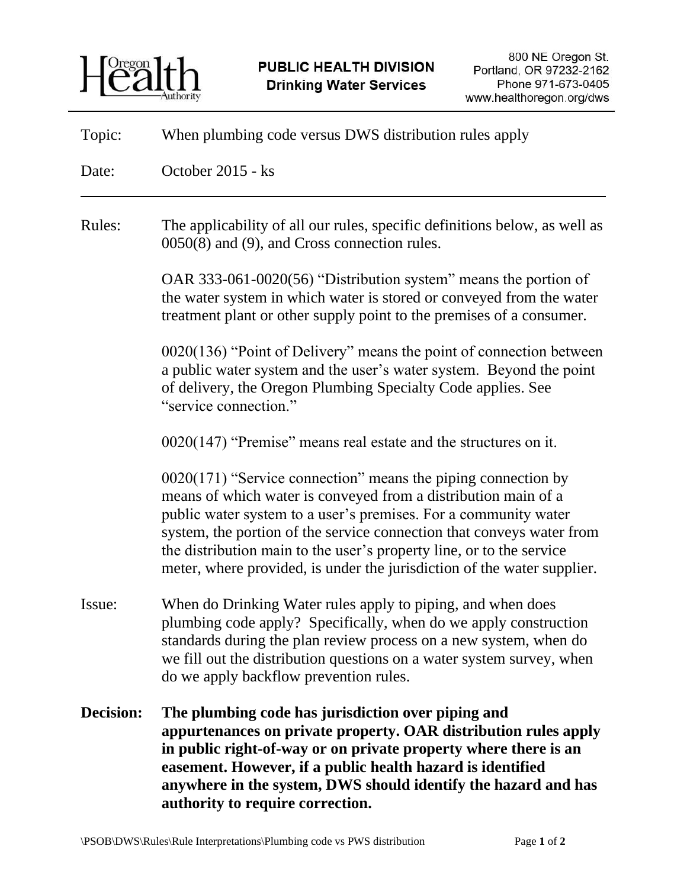Oregon Health Authority

**PUBLIC HEALTH DIVISION**
**Drinking Water Services**

800 NE Oregon St.
Portland, OR 97232-2162
Phone 971-673-0405
www.healthoregon.org/dws

---

Topic: When plumbing code versus DWS distribution rules apply

Date: October 2015 - ks

---

Rules: The applicability of all our rules, specific definitions below, as well as 0050(8) and (9), and Cross connection rules.

OAR 333-061-0020(56) "Distribution system" means the portion of the water system in which water is stored or conveyed from the water treatment plant or other supply point to the premises of a consumer.

0020(136) "Point of Delivery" means the point of connection between a public water system and the user's water system. Beyond the point of delivery, the Oregon Plumbing Specialty Code applies. See "service connection."

0020(147) "Premise" means real estate and the structures on it.

0020(171) "Service connection" means the piping connection by means of which water is conveyed from a distribution main of a public water system to a user's premises. For a community water system, the portion of the service connection that conveys water from the distribution main to the user's property line, or to the service meter, where provided, is under the jurisdiction of the water supplier.

Issue: When do Drinking Water rules apply to piping, and when does plumbing code apply? Specifically, when do we apply construction standards during the plan review process on a new system, when do we fill out the distribution questions on a water system survey, when do we apply backflow prevention rules.

**Decision: The plumbing code has jurisdiction over piping and appurtenances on private property. OAR distribution rules apply in public right-of-way or on private property where there is an easement. However, if a public health hazard is identified anywhere in the system, DWS should identify the hazard and has authority to require correction.**

\PSOB\DWS\Rules\Rule Interpretations\Plumbing code vs PWS distribution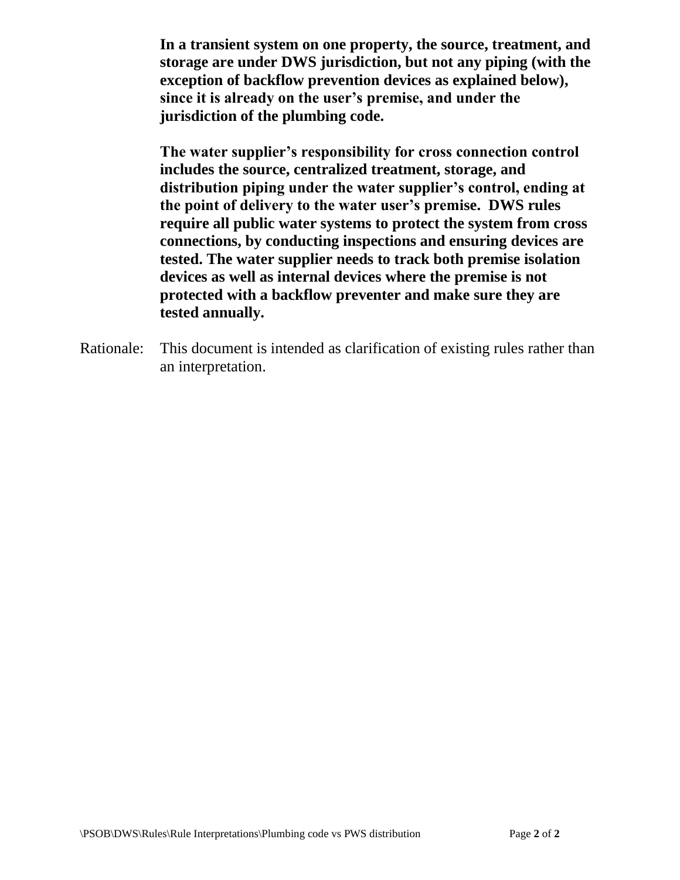**In a transient system on one property, the source, treatment, and storage are under DWS jurisdiction, but not any piping (with the exception of backflow prevention devices as explained below), since it is already on the user's premise, and under the jurisdiction of the plumbing code.**

**The water supplier's responsibility for cross connection control includes the source, centralized treatment, storage, and distribution piping under the water supplier's control, ending at the point of delivery to the water user's premise. DWS rules require all public water systems to protect the system from cross connections, by conducting inspections and ensuring devices are tested. The water supplier needs to track both premise isolation devices as well as internal devices where the premise is not protected with a backflow preventer and make sure they are tested annually.**

Rationale: This document is intended as clarification of existing rules rather than an interpretation.